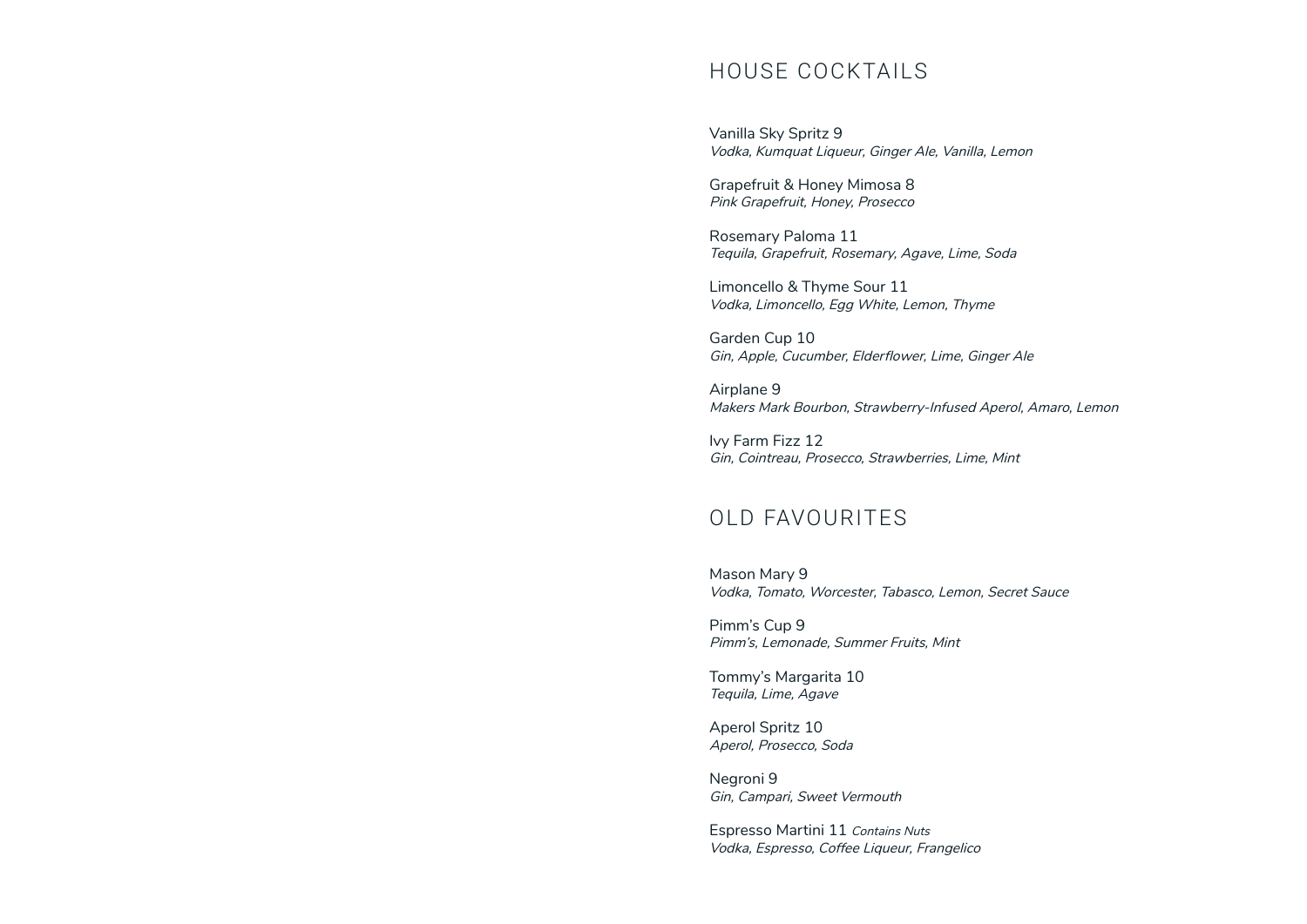## HOUSE COCKTAILS

Vanilla Sky Spritz 9
*Vodka, Kumquat Liqueur, Ginger Ale, Vanilla, Lemon*

Grapefruit & Honey Mimosa 8
*Pink Grapefruit, Honey, Prosecco*

Rosemary Paloma 11
*Tequila, Grapefruit, Rosemary, Agave, Lime, Soda*

Limoncello & Thyme Sour 11
*Vodka, Limoncello, Egg White, Lemon, Thyme*

Garden Cup 10
*Gin, Apple, Cucumber, Elderflower, Lime, Ginger Ale*

Airplane 9
*Makers Mark Bourbon, Strawberry-Infused Aperol, Amaro, Lemon*

Ivy Farm Fizz 12
*Gin, Cointreau, Prosecco, Strawberries, Lime, Mint*

## OLD FAVOURITES

Mason Mary 9
*Vodka, Tomato, Worcester, Tabasco, Lemon, Secret Sauce*

Pimm's Cup 9
*Pimm's, Lemonade, Summer Fruits, Mint*

Tommy's Margarita 10
*Tequila, Lime, Agave*

Aperol Spritz 10
*Aperol, Prosecco, Soda*

Negroni 9
*Gin, Campari, Sweet Vermouth*

Espresso Martini 11 *Contains Nuts*
*Vodka, Espresso, Coffee Liqueur, Frangelico*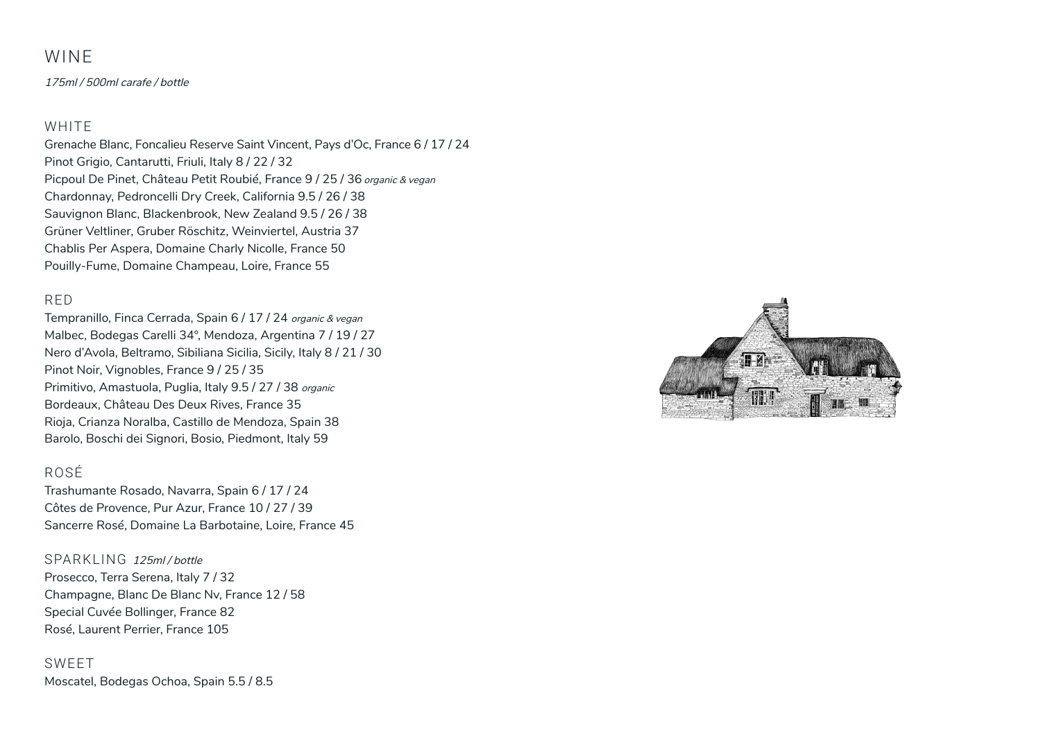# WINE

*175ml / 500ml carafe / bottle*

## WHITE

Grenache Blanc, Foncalieu Reserve Saint Vincent, Pays d'Oc, France 6 / 17 / 24
Pinot Grigio, Cantarutti, Friuli, Italy 8 / 22 / 32
Picpoul De Pinet, Château Petit Roubié, France 9 / 25 / 36 *organic & vegan*
Chardonnay, Pedroncelli Dry Creek, California 9.5 / 26 / 38
Sauvignon Blanc, Blackenbrook, New Zealand 9.5 / 26 / 38
Grüner Veltliner, Gruber Röschitz, Weinviertel, Austria 37
Chablis Per Aspera, Domaine Charly Nicolle, France 50
Pouilly-Fume, Domaine Champeau, Loire, France 55

## RED

Tempranillo, Finca Cerrada, Spain 6 / 17 / 24 *organic & vegan*
Malbec, Bodegas Carelli 34°, Mendoza, Argentina 7 / 19 / 27
Nero d'Avola, Beltramo, Sibiliana Sicilia, Sicily, Italy 8 / 21 / 30
Pinot Noir, Vignobles, France 9 / 25 / 35
Primitivo, Amastuola, Puglia, Italy 9.5 / 27 / 38 *organic*
Bordeaux, Château Des Deux Rives, France 35
Rioja, Crianza Noralba, Castillo de Mendoza, Spain 38
Barolo, Boschi dei Signori, Bosio, Piedmont, Italy 59

## ROSÉ

Trashumante Rosado, Navarra, Spain 6 / 17 / 24
Côtes de Provence, Pur Azur, France 10 / 27 / 39
Sancerre Rosé, Domaine La Barbotaine, Loire, France 45

## SPARKLING *125ml / bottle*

Prosecco, Terra Serena, Italy 7 / 32
Champagne, Blanc De Blanc Nv, France 12 / 58
Special Cuvée Bollinger, France 82
Rosé, Laurent Perrier, France 105

## SWEET

Moscatel, Bodegas Ochoa, Spain 5.5 / 8.5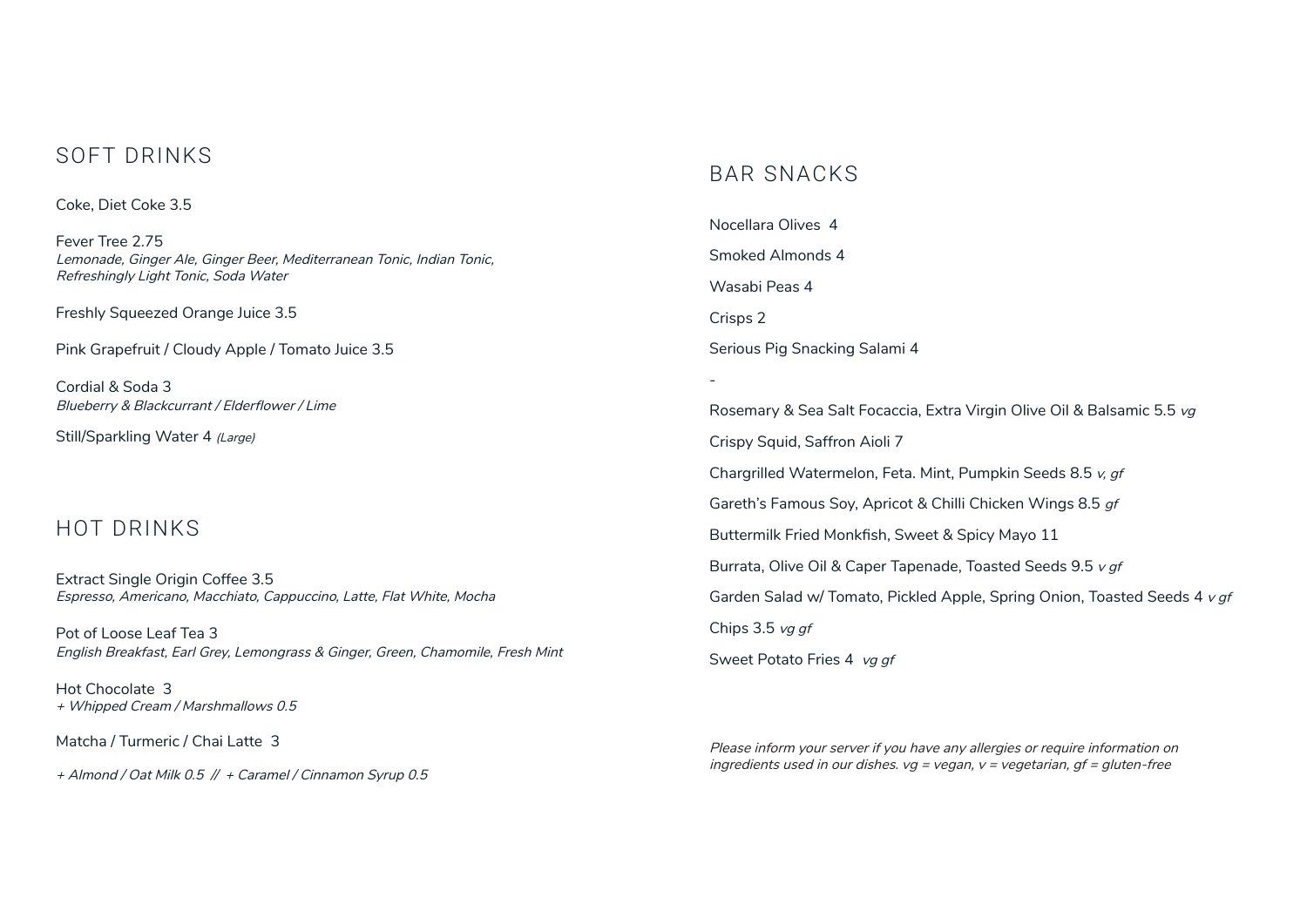## SOFT DRINKS

Coke, Diet Coke 3.5

Fever Tree 2.75
*Lemonade, Ginger Ale, Ginger Beer, Mediterranean Tonic, Indian Tonic, Refreshingly Light Tonic, Soda Water*

Freshly Squeezed Orange Juice 3.5

Pink Grapefruit / Cloudy Apple / Tomato Juice 3.5

Cordial & Soda 3
*Blueberry & Blackcurrant / Elderflower / Lime*

Still/Sparkling Water 4 *(Large)*

## HOT DRINKS

Extract Single Origin Coffee 3.5
*Espresso, Americano, Macchiato, Cappuccino, Latte, Flat White, Mocha*

Pot of Loose Leaf Tea 3
*English Breakfast, Earl Grey, Lemongrass & Ginger, Green, Chamomile, Fresh Mint*

Hot Chocolate 3
*+ Whipped Cream / Marshmallows 0.5*

Matcha / Turmeric / Chai Latte 3

*+ Almond / Oat Milk 0.5 // + Caramel / Cinnamon Syrup 0.5*

## BAR SNACKS

Nocellara Olives 4

Smoked Almonds 4

Wasabi Peas 4

Crisps 2

Serious Pig Snacking Salami 4

-

Rosemary & Sea Salt Focaccia, Extra Virgin Olive Oil & Balsamic 5.5 *vg*

Crispy Squid, Saffron Aioli 7

Chargrilled Watermelon, Feta. Mint, Pumpkin Seeds 8.5 *v, gf*

Gareth's Famous Soy, Apricot & Chilli Chicken Wings 8.5 *gf*

Buttermilk Fried Monkfish, Sweet & Spicy Mayo 11

Burrata, Olive Oil & Caper Tapenade, Toasted Seeds 9.5 *v gf*

Garden Salad w/ Tomato, Pickled Apple, Spring Onion, Toasted Seeds 4 *v gf*

Chips 3.5 *vg gf*

Sweet Potato Fries 4 *vg gf*

*Please inform your server if you have any allergies or require information on ingredients used in our dishes. vg = vegan, v = vegetarian, gf = gluten-free*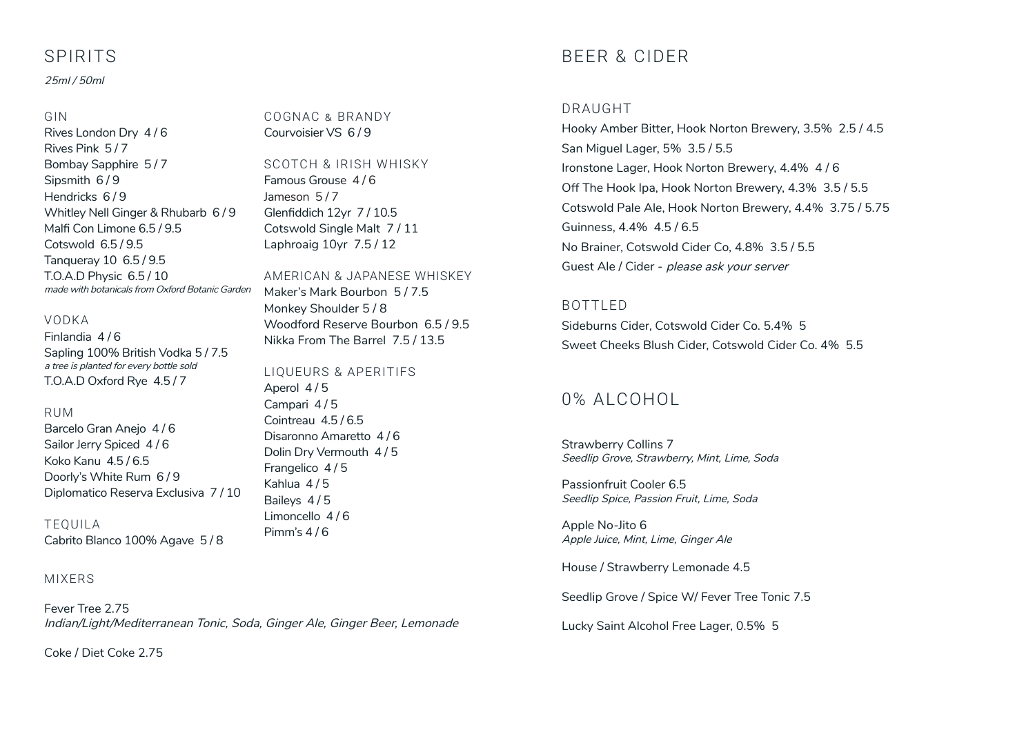# SPIRITS

*25ml / 50ml*

### GIN

Rives London Dry 4 / 6
Rives Pink 5 / 7
Bombay Sapphire 5 / 7
Sipsmith 6 / 9
Hendricks 6 / 9
Whitley Nell Ginger & Rhubarb 6 / 9
Malfi Con Limone 6.5 / 9.5
Cotswold 6.5 / 9.5
Tanqueray 10 6.5 / 9.5
T.O.A.D Physic 6.5 / 10
*made with botanicals from Oxford Botanic Garden*

### VODKA

Finlandia 4 / 6
Sapling 100% British Vodka 5 / 7.5
*a tree is planted for every bottle sold*
T.O.A.D Oxford Rye 4.5 / 7

### RUM

Barcelo Gran Anejo 4 / 6
Sailor Jerry Spiced 4 / 6
Koko Kanu 4.5 / 6.5
Doorly's White Rum 6 / 9
Diplomatico Reserva Exclusiva 7 / 10

### TEQUILA

Cabrito Blanco 100% Agave 5 / 8

### COGNAC & BRANDY

Courvoisier VS 6 / 9

### SCOTCH & IRISH WHISKY

Famous Grouse 4 / 6
Jameson 5 / 7
Glenfiddich 12yr 7 / 10.5
Cotswold Single Malt 7 / 11
Laphroaig 10yr 7.5 / 12

### AMERICAN & JAPANESE WHISKEY

Maker's Mark Bourbon 5 / 7.5
Monkey Shoulder 5 / 8
Woodford Reserve Bourbon 6.5 / 9.5
Nikka From The Barrel 7.5 / 13.5

### LIQUEURS & APERITIFS

Aperol 4 / 5
Campari 4 / 5
Cointreau 4.5 / 6.5
Disaronno Amaretto 4 / 6
Dolin Dry Vermouth 4 / 5
Frangelico 4 / 5
Kahlua 4 / 5
Baileys 4 / 5
Limoncello 4 / 6
Pimm's 4 / 6

### MIXERS

Fever Tree 2.75
*Indian/Light/Mediterranean Tonic, Soda, Ginger Ale, Ginger Beer, Lemonade*

Coke / Diet Coke 2.75

# BEER & CIDER

### DRAUGHT

Hooky Amber Bitter, Hook Norton Brewery, 3.5% 2.5 / 4.5
San Miguel Lager, 5% 3.5 / 5.5
Ironstone Lager, Hook Norton Brewery, 4.4% 4 / 6
Off The Hook Ipa, Hook Norton Brewery, 4.3% 3.5 / 5.5
Cotswold Pale Ale, Hook Norton Brewery, 4.4% 3.75 / 5.75
Guinness, 4.4% 4.5 / 6.5
No Brainer, Cotswold Cider Co, 4.8% 3.5 / 5.5
Guest Ale / Cider - *please ask your server*

### BOTTLED

Sideburns Cider, Cotswold Cider Co. 5.4% 5
Sweet Cheeks Blush Cider, Cotswold Cider Co. 4% 5.5

# 0% ALCOHOL

Strawberry Collins 7
*Seedlip Grove, Strawberry, Mint, Lime, Soda*

Passionfruit Cooler 6.5
*Seedlip Spice, Passion Fruit, Lime, Soda*

Apple No-Jito 6
*Apple Juice, Mint, Lime, Ginger Ale*

House / Strawberry Lemonade 4.5

Seedlip Grove / Spice W/ Fever Tree Tonic 7.5

Lucky Saint Alcohol Free Lager, 0.5% 5